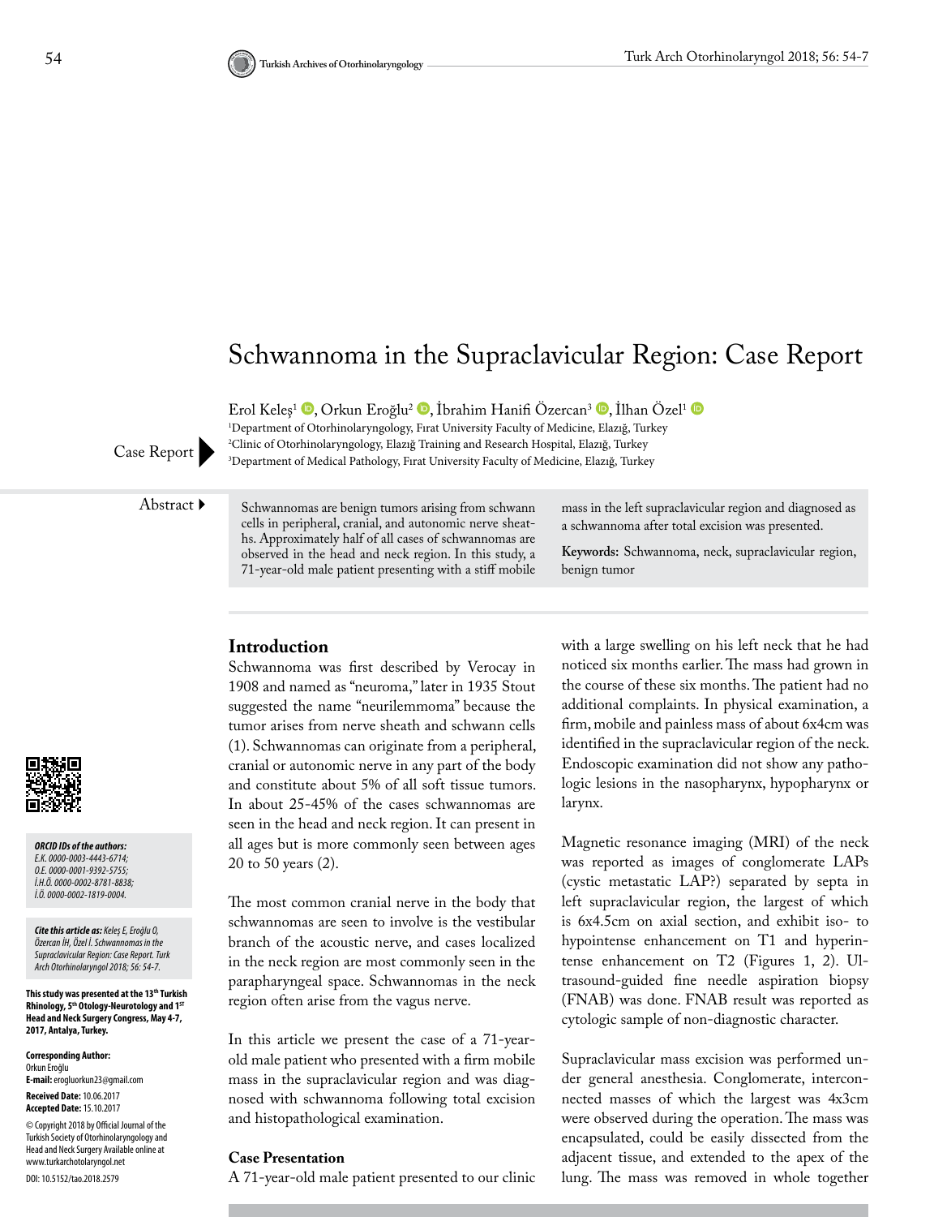# Schwannoma in the Supraclavicular Region: Case Report

Erol Keleş[1], Orkun Eroğlu[2], İbrahim Hanifi Özercan[3], İlhan Özel[1]

[1]Department of Otorhinolaryngology, Fırat University Faculty of Medicine, Elazığ, Turkey
[2]Clinic of Otorhinolaryngology, Elazığ Training and Research Hospital, Elazığ, Turkey
[3]Department of Medical Pathology, Fırat University Faculty of Medicine, Elazığ, Turkey

Case Report

**Abstract**

Schwannomas are benign tumors arising from schwann cells in peripheral, cranial, and autonomic nerve sheaths. Approximately half of all cases of schwannomas are observed in the head and neck region. In this study, a 71-year-old male patient presenting with a stiff mobile mass in the left supraclavicular region and diagnosed as a schwannoma after total excision was presented.

**Keywords:** Schwannoma, neck, supraclavicular region, benign tumor

***ORCID IDs of the authors:***
*E.K. 0000-0003-4443-6714;*
*O.E. 0000-0001-9392-5755;*
*İ.H.Ö. 0000-0002-8781-8838;*
*İ.Ö. 0000-0002-1819-0004.*

***Cite this article as:** Keleş E, Eroğlu O, Özercan İH, Özel İ. Schwannomas in the Supraclavicular Region: Case Report. Turk Arch Otorhinolaryngol 2018; 56: 54-7.*

**This study was presented at the 13th Turkish Rhinology, 5th Otology-Neurotology and 1ST Head and Neck Surgery Congress, May 4-7, 2017, Antalya, Turkey.**

**Corresponding Author:**
Orkun Eroğlu
**E-mail:** erogluorkun23@gmail.com

**Received Date:** 10.06.2017
**Accepted Date:** 15.10.2017

© Copyright 2018 by Official Journal of the Turkish Society of Otorhinolaryngology and Head and Neck Surgery Available online at www.turkarchotolaryngol.net

DOI: 10.5152/tao.2018.2579

## Introduction

Schwannoma was first described by Verocay in 1908 and named as "neuroma," later in 1935 Stout suggested the name "neurilemmoma" because the tumor arises from nerve sheath and schwann cells (1). Schwannomas can originate from a peripheral, cranial or autonomic nerve in any part of the body and constitute about 5% of all soft tissue tumors. In about 25-45% of the cases schwannomas are seen in the head and neck region. It can present in all ages but is more commonly seen between ages 20 to 50 years (2).

The most common cranial nerve in the body that schwannomas are seen to involve is the vestibular branch of the acoustic nerve, and cases localized in the neck region are most commonly seen in the parapharyngeal space. Schwannomas in the neck region often arise from the vagus nerve.

In this article we present the case of a 71-year-old male patient who presented with a firm mobile mass in the supraclavicular region and was diagnosed with schwannoma following total excision and histopathological examination.

## Case Presentation

A 71-year-old male patient presented to our clinic with a large swelling on his left neck that he had noticed six months earlier. The mass had grown in the course of these six months. The patient had no additional complaints. In physical examination, a firm, mobile and painless mass of about 6x4cm was identified in the supraclavicular region of the neck. Endoscopic examination did not show any pathologic lesions in the nasopharynx, hypopharynx or larynx.

Magnetic resonance imaging (MRI) of the neck was reported as images of conglomerate LAPs (cystic metastatic LAP?) separated by septa in left supraclavicular region, the largest of which is 6x4.5cm on axial section, and exhibit iso- to hypointense enhancement on T1 and hyperintense enhancement on T2 (Figures 1, 2). Ultrasound-guided fine needle aspiration biopsy (FNAB) was done. FNAB result was reported as cytologic sample of non-diagnostic character.

Supraclavicular mass excision was performed under general anesthesia. Conglomerate, interconnected masses of which the largest was 4x3cm were observed during the operation. The mass was encapsulated, could be easily dissected from the adjacent tissue, and extended to the apex of the lung. The mass was removed in whole together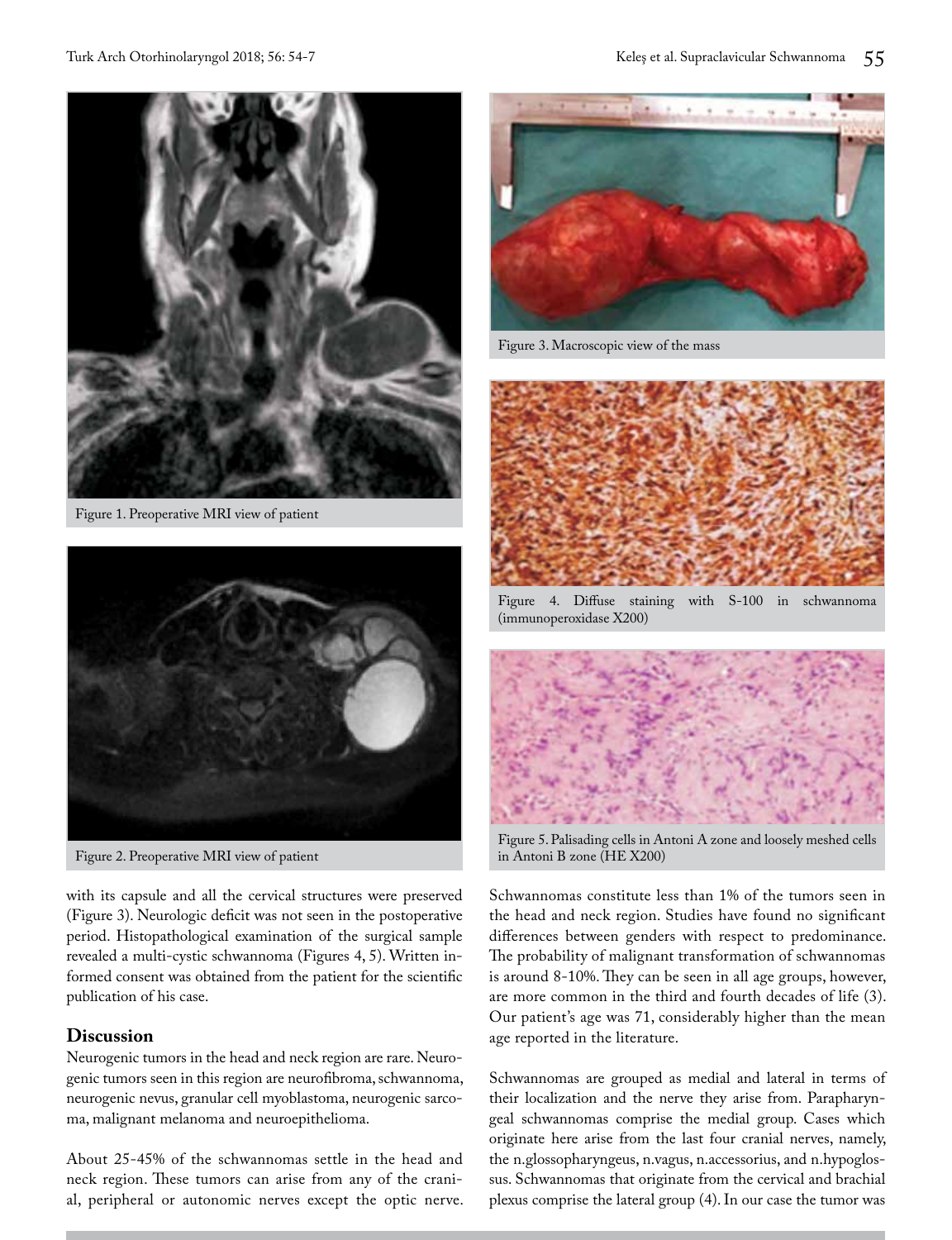Figure 1. Preoperative MRI view of patient

Figure 2. Preoperative MRI view of patient

Figure 3. Macroscopic view of the mass

Figure 4. Diffuse staining with S-100 in schwannoma (immunoperoxidase X200)

Figure 5. Palisading cells in Antoni A zone and loosely meshed cells in Antoni B zone (HE X200)

with its capsule and all the cervical structures were preserved (Figure 3). Neurologic deficit was not seen in the postoperative period. Histopathological examination of the surgical sample revealed a multi-cystic schwannoma (Figures 4, 5). Written informed consent was obtained from the patient for the scientific publication of his case.

## Discussion

Neurogenic tumors in the head and neck region are rare. Neurogenic tumors seen in this region are neurofibroma, schwannoma, neurogenic nevus, granular cell myoblastoma, neurogenic sarcoma, malignant melanoma and neuroepithelioma.

About 25-45% of the schwannomas settle in the head and neck region. These tumors can arise from any of the cranial, peripheral or autonomic nerves except the optic nerve. Schwannomas constitute less than 1% of the tumors seen in the head and neck region. Studies have found no significant differences between genders with respect to predominance. The probability of malignant transformation of schwannomas is around 8-10%. They can be seen in all age groups, however, are more common in the third and fourth decades of life (3). Our patient's age was 71, considerably higher than the mean age reported in the literature.

Schwannomas are grouped as medial and lateral in terms of their localization and the nerve they arise from. Parapharyngeal schwannomas comprise the medial group. Cases which originate here arise from the last four cranial nerves, namely, the n.glossopharyngeus, n.vagus, n.accessorius, and n.hypoglossus. Schwannomas that originate from the cervical and brachial plexus comprise the lateral group (4). In our case the tumor was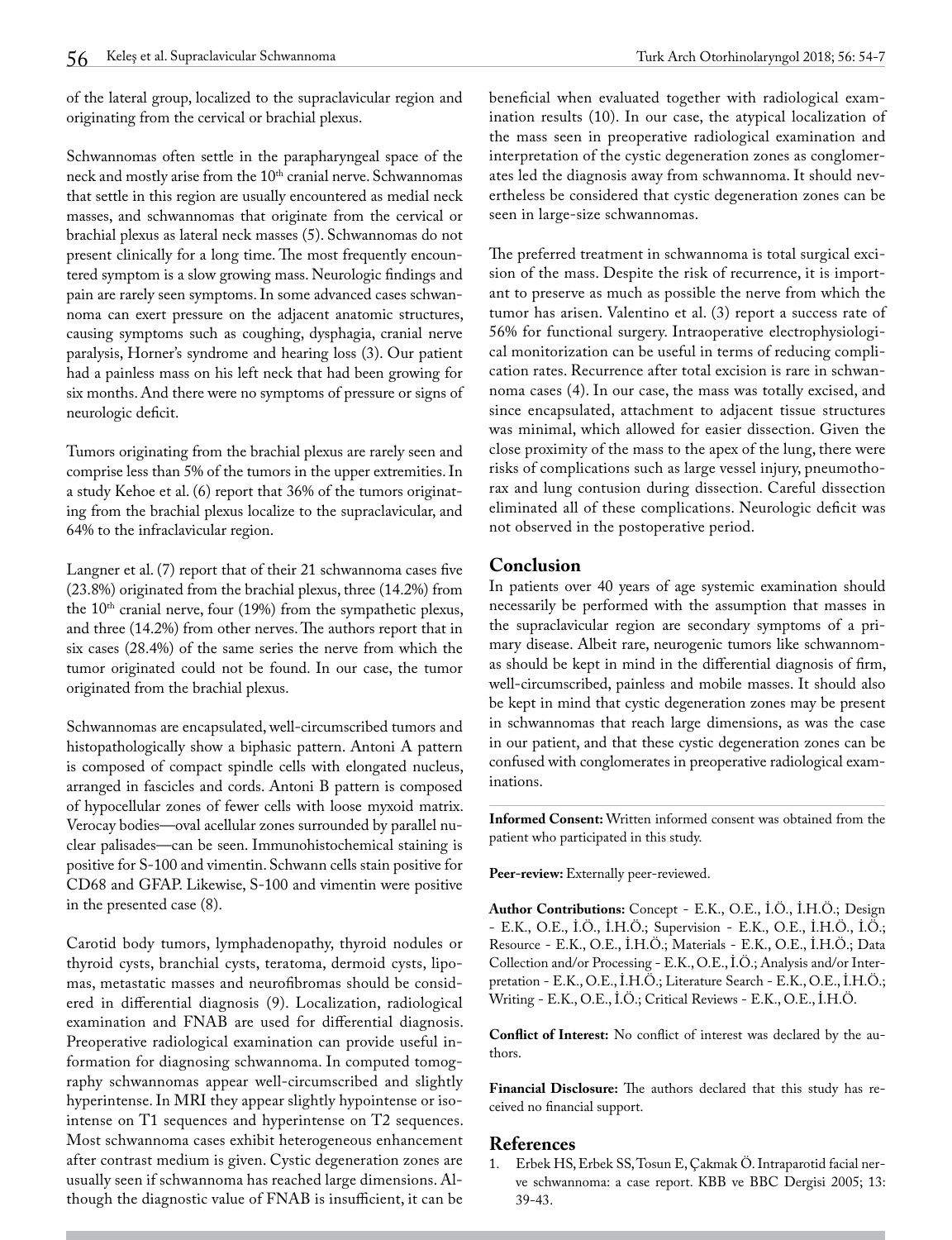of the lateral group, localized to the supraclavicular region and originating from the cervical or brachial plexus.

Schwannomas often settle in the parapharyngeal space of the neck and mostly arise from the 10th cranial nerve. Schwannomas that settle in this region are usually encountered as medial neck masses, and schwannomas that originate from the cervical or brachial plexus as lateral neck masses (5). Schwannomas do not present clinically for a long time. The most frequently encountered symptom is a slow growing mass. Neurologic findings and pain are rarely seen symptoms. In some advanced cases schwannoma can exert pressure on the adjacent anatomic structures, causing symptoms such as coughing, dysphagia, cranial nerve paralysis, Horner's syndrome and hearing loss (3). Our patient had a painless mass on his left neck that had been growing for six months. And there were no symptoms of pressure or signs of neurologic deficit.

Tumors originating from the brachial plexus are rarely seen and comprise less than 5% of the tumors in the upper extremities. In a study Kehoe et al. (6) report that 36% of the tumors originating from the brachial plexus localize to the supraclavicular, and 64% to the infraclavicular region.

Langner et al. (7) report that of their 21 schwannoma cases five (23.8%) originated from the brachial plexus, three (14.2%) from the 10th cranial nerve, four (19%) from the sympathetic plexus, and three (14.2%) from other nerves. The authors report that in six cases (28.4%) of the same series the nerve from which the tumor originated could not be found. In our case, the tumor originated from the brachial plexus.

Schwannomas are encapsulated, well-circumscribed tumors and histopathologically show a biphasic pattern. Antoni A pattern is composed of compact spindle cells with elongated nucleus, arranged in fascicles and cords. Antoni B pattern is composed of hypocellular zones of fewer cells with loose myxoid matrix. Verocay bodies—oval acellular zones surrounded by parallel nuclear palisades—can be seen. Immunohistochemical staining is positive for S-100 and vimentin. Schwann cells stain positive for CD68 and GFAP. Likewise, S-100 and vimentin were positive in the presented case (8).

Carotid body tumors, lymphadenopathy, thyroid nodules or thyroid cysts, branchial cysts, teratoma, dermoid cysts, lipomas, metastatic masses and neurofibromas should be considered in differential diagnosis (9). Localization, radiological examination and FNAB are used for differential diagnosis. Preoperative radiological examination can provide useful information for diagnosing schwannoma. In computed tomography schwannomas appear well-circumscribed and slightly hyperintense. In MRI they appear slightly hypointense or isointense on T1 sequences and hyperintense on T2 sequences. Most schwannoma cases exhibit heterogeneous enhancement after contrast medium is given. Cystic degeneration zones are usually seen if schwannoma has reached large dimensions. Although the diagnostic value of FNAB is insufficient, it can be beneficial when evaluated together with radiological examination results (10). In our case, the atypical localization of the mass seen in preoperative radiological examination and interpretation of the cystic degeneration zones as conglomerates led the diagnosis away from schwannoma. It should nevertheless be considered that cystic degeneration zones can be seen in large-size schwannomas.

The preferred treatment in schwannoma is total surgical excision of the mass. Despite the risk of recurrence, it is important to preserve as much as possible the nerve from which the tumor has arisen. Valentino et al. (3) report a success rate of 56% for functional surgery. Intraoperative electrophysiological cal monitorization can be useful in terms of reducing complication rates. Recurrence after total excision is rare in schwannoma cases (4). In our case, the mass was totally excised, and since encapsulated, attachment to adjacent tissue structures was minimal, which allowed for easier dissection. Given the close proximity of the mass to the apex of the lung, there were risks of complications such as large vessel injury, pneumothorax and lung contusion during dissection. Careful dissection eliminated all of these complications. Neurologic deficit was not observed in the postoperative period.

## Conclusion

In patients over 40 years of age systemic examination should necessarily be performed with the assumption that masses in the supraclavicular region are secondary symptoms of a primary disease. Albeit rare, neurogenic tumors like schwannomas should be kept in mind in the differential diagnosis of firm, well-circumscribed, painless and mobile masses. It should also be kept in mind that cystic degeneration zones may be present in schwannomas that reach large dimensions, as was the case in our patient, and that these cystic degeneration zones can be confused with conglomerates in preoperative radiological examinations.

**Informed Consent:** Written informed consent was obtained from the patient who participated in this study.

**Peer-review:** Externally peer-reviewed.

**Author Contributions:** Concept - E.K., O.E., İ.Ö., İ.H.Ö.; Design - E.K., O.E., İ.Ö., İ.H.Ö.; Supervision - E.K., O.E., İ.H.Ö., İ.Ö.; Resource - E.K., O.E., İ.H.Ö.; Materials - E.K., O.E., İ.H.Ö.; Data Collection and/or Processing - E.K., O.E., İ.Ö.; Analysis and/or Interpretation - E.K., O.E., İ.H.Ö.; Literature Search - E.K., O.E., İ.H.Ö.; Writing - E.K., O.E., İ.Ö.; Critical Reviews - E.K., O.E., İ.H.Ö.

**Conflict of Interest:** No conflict of interest was declared by the authors.

**Financial Disclosure:** The authors declared that this study has received no financial support.

## References

1. Erbek HS, Erbek SS, Tosun E, Çakmak Ö. Intraparotid facial nerve schwannoma: a case report. KBB ve BBC Dergisi 2005; 13: 39-43.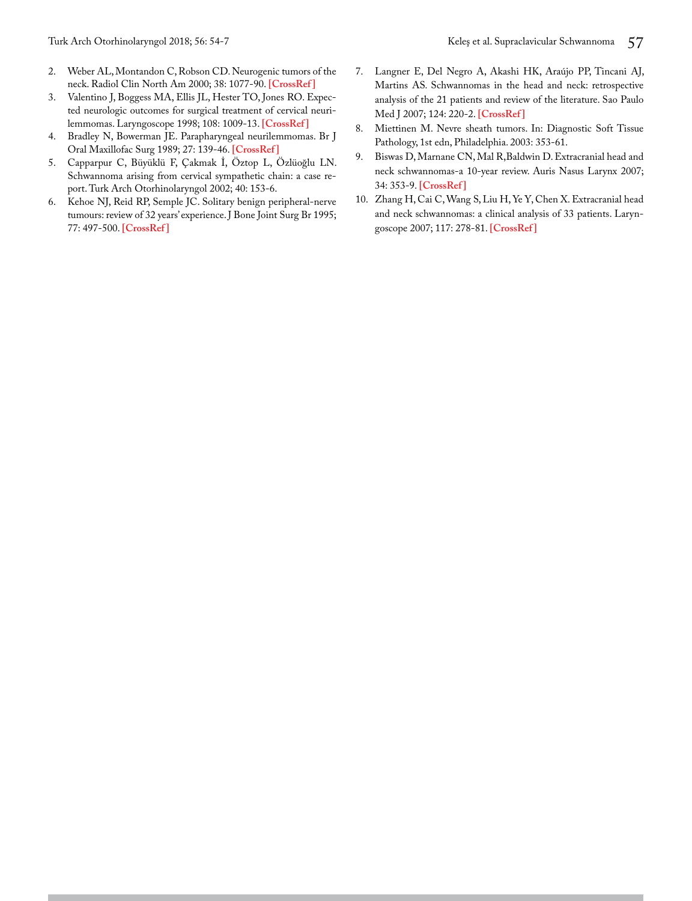2. Weber AL, Montandon C, Robson CD. Neurogenic tumors of the neck. Radiol Clin North Am 2000; 38: 1077-90. [CrossRef]
3. Valentino J, Boggess MA, Ellis JL, Hester TO, Jones RO. Expected neurologic outcomes for surgical treatment of cervical neurilemmomas. Laryngoscope 1998; 108: 1009-13. [CrossRef]
4. Bradley N, Bowerman JE. Parapharyngeal neurilemmomas. Br J Oral Maxillofac Surg 1989; 27: 139-46. [CrossRef]
5. Capparpur C, Büyüklü F, Çakmak İ, Öztop L, Özlüoğlu LN. Schwannoma arising from cervical sympathetic chain: a case report. Turk Arch Otorhinolaryngol 2002; 40: 153-6.
6. Kehoe NJ, Reid RP, Semple JC. Solitary benign peripheral-nerve tumours: review of 32 years' experience. J Bone Joint Surg Br 1995; 77: 497-500. [CrossRef]
7. Langner E, Del Negro A, Akashi HK, Araújo PP, Tincani AJ, Martins AS. Schwannomas in the head and neck: retrospective analysis of the 21 patients and review of the literature. Sao Paulo Med J 2007; 124: 220-2. [CrossRef]
8. Miettinen M. Nevre sheath tumors. In: Diagnostic Soft Tissue Pathology, 1st edn, Philadelphia. 2003: 353-61.
9. Biswas D, Marnane CN, Mal R, Baldwin D. Extracranial head and neck schwannomas-a 10-year review. Auris Nasus Larynx 2007; 34: 353-9. [CrossRef]
10. Zhang H, Cai C, Wang S, Liu H, Ye Y, Chen X. Extracranial head and neck schwannomas: a clinical analysis of 33 patients. Laryngoscope 2007; 117: 278-81. [CrossRef]